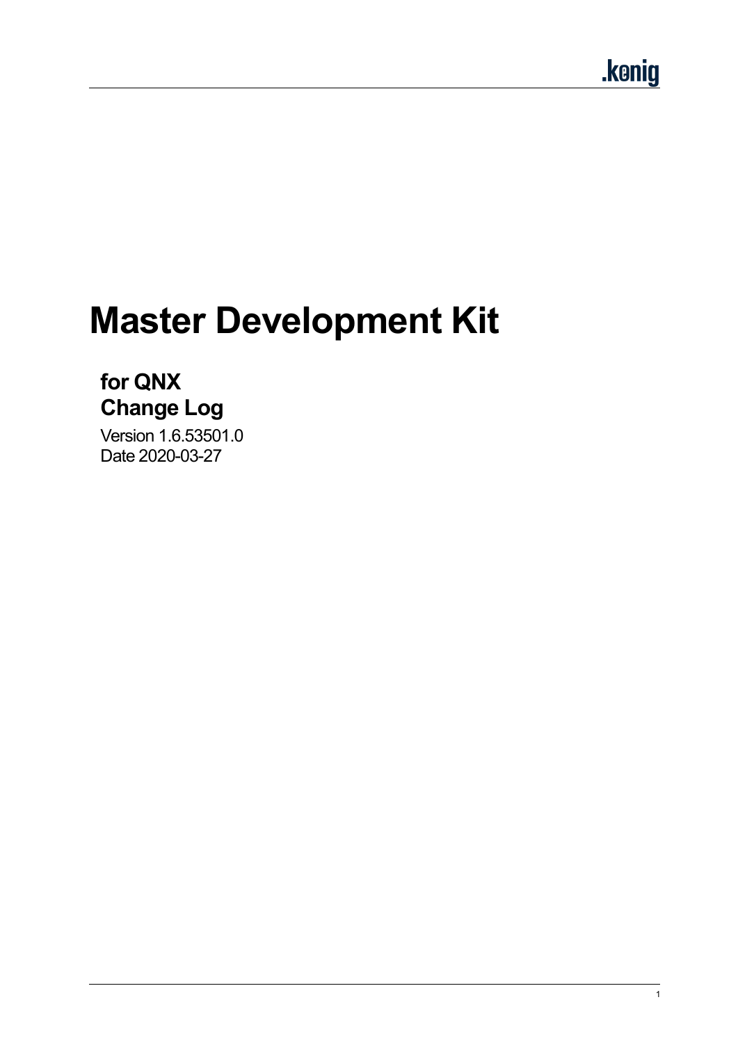# Master Development Kit

## for QNX
## Change Log

Version 1.6.53501.0
Date 2020-03-27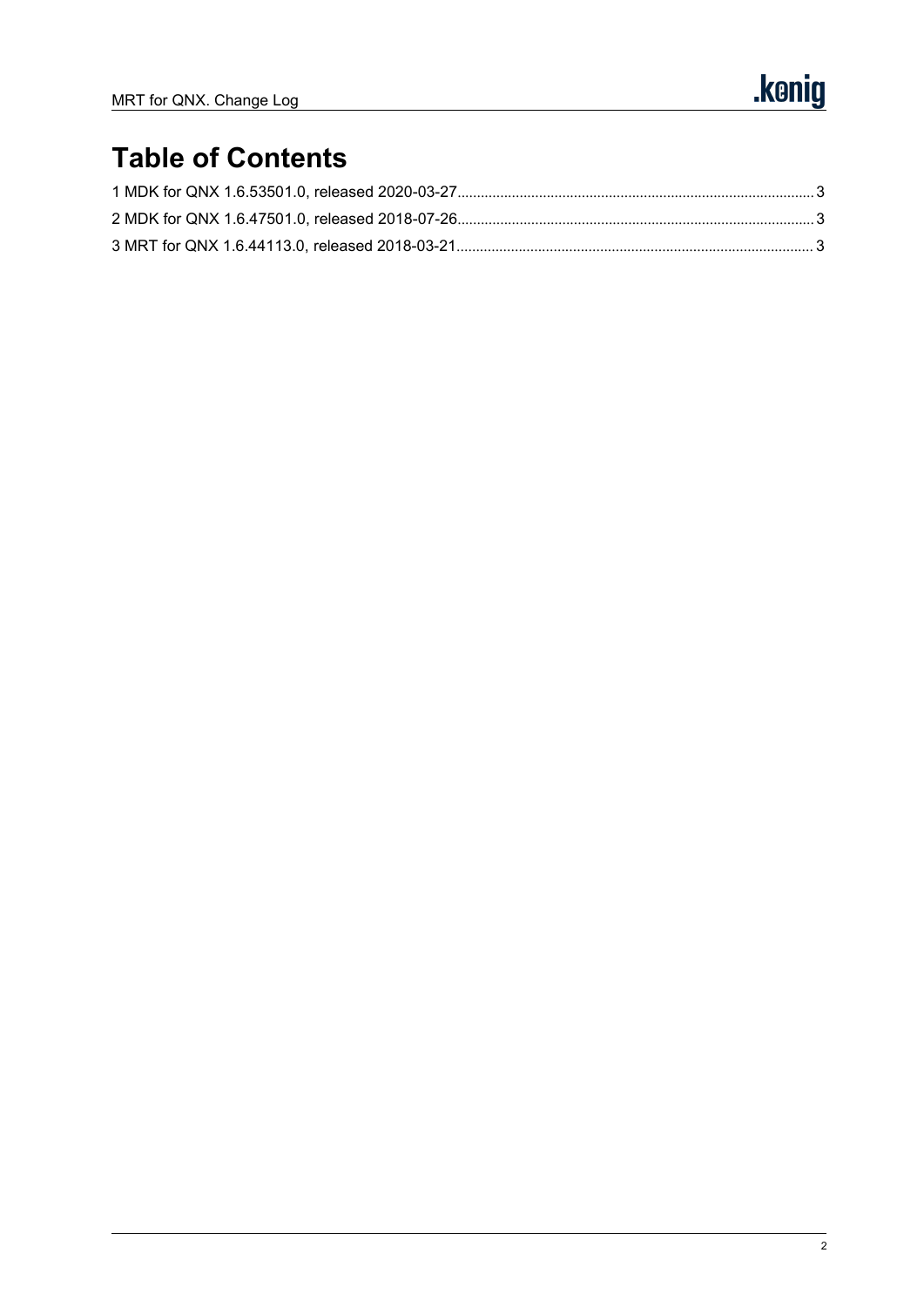# Table of Contents

1 MDK for QNX 1.6.53501.0, released 2020-03-27 ............ 3

2 MDK for QNX 1.6.47501.0, released 2018-07-26 ............ 3

3 MRT for QNX 1.6.44113.0, released 2018-03-21 ............ 3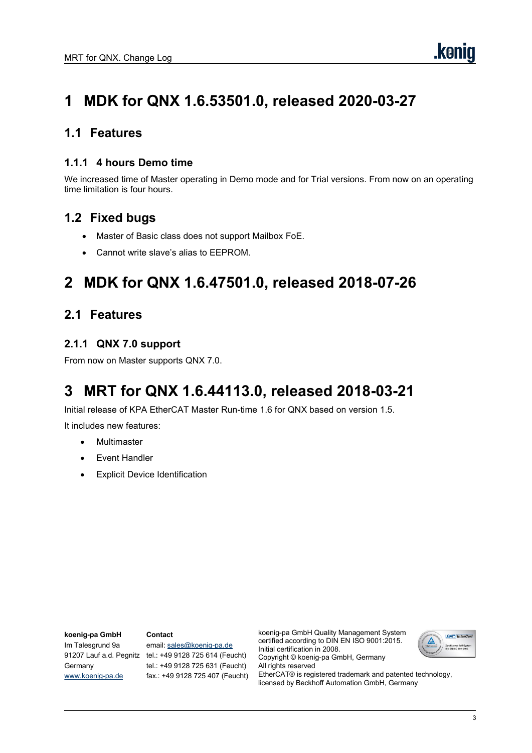# 1 MDK for QNX 1.6.53501.0, released 2020-03-27

## 1.1 Features

### 1.1.1 4 hours Demo time

We increased time of Master operating in Demo mode and for Trial versions. From now on an operating time limitation is four hours.

## 1.2 Fixed bugs

- Master of Basic class does not support Mailbox FoE.
- Cannot write slave's alias to EEPROM.

# 2 MDK for QNX 1.6.47501.0, released 2018-07-26

## 2.1 Features

### 2.1.1 QNX 7.0 support

From now on Master supports QNX 7.0.

# 3 MRT for QNX 1.6.44113.0, released 2018-03-21

Initial release of KPA EtherCAT Master Run-time 1.6 for QNX based on version 1.5.

It includes new features:

- Multimaster
- Event Handler
- Explicit Device Identification

**koenig-pa GmbH**
Im Talesgrund 9a
91207 Lauf a.d. Pegnitz
Germany
www.koenig-pa.de

**Contact**
email: sales@koenig-pa.de
tel.: +49 9128 725 614 (Feucht)
tel.: +49 9128 725 631 (Feucht)
fax.: +49 9128 725 407 (Feucht)

koenig-pa GmbH Quality Management System certified according to DIN EN ISO 9001:2015.
Initial certification in 2008.
Copyright © koenig-pa GmbH, Germany
All rights reserved
EtherCAT® is registered trademark and patented technology, licensed by Beckhoff Automation GmbH, Germany